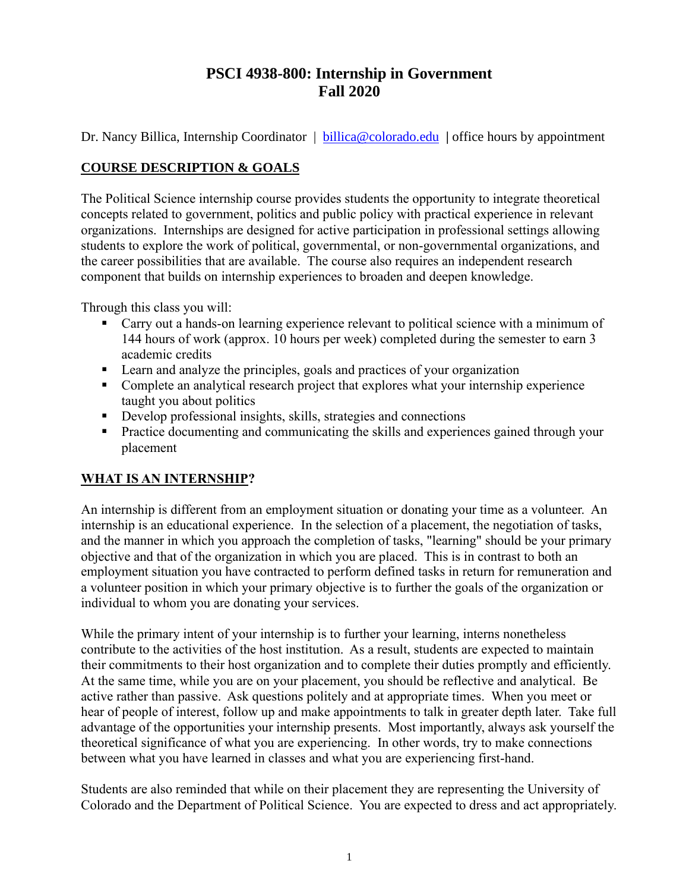# PSCI 4938-800: Internship in Government
# Fall 2020

Dr. Nancy Billica, Internship Coordinator | billica@colorado.edu | office hours by appointment

## COURSE DESCRIPTION & GOALS

The Political Science internship course provides students the opportunity to integrate theoretical concepts related to government, politics and public policy with practical experience in relevant organizations. Internships are designed for active participation in professional settings allowing students to explore the work of political, governmental, or non-governmental organizations, and the career possibilities that are available. The course also requires an independent research component that builds on internship experiences to broaden and deepen knowledge.

Through this class you will:

- Carry out a hands-on learning experience relevant to political science with a minimum of 144 hours of work (approx. 10 hours per week) completed during the semester to earn 3 academic credits
- Learn and analyze the principles, goals and practices of your organization
- Complete an analytical research project that explores what your internship experience taught you about politics
- Develop professional insights, skills, strategies and connections
- Practice documenting and communicating the skills and experiences gained through your placement

## WHAT IS AN INTERNSHIP?

An internship is different from an employment situation or donating your time as a volunteer. An internship is an educational experience. In the selection of a placement, the negotiation of tasks, and the manner in which you approach the completion of tasks, "learning" should be your primary objective and that of the organization in which you are placed. This is in contrast to both an employment situation you have contracted to perform defined tasks in return for remuneration and a volunteer position in which your primary objective is to further the goals of the organization or individual to whom you are donating your services.

While the primary intent of your internship is to further your learning, interns nonetheless contribute to the activities of the host institution. As a result, students are expected to maintain their commitments to their host organization and to complete their duties promptly and efficiently. At the same time, while you are on your placement, you should be reflective and analytical. Be active rather than passive. Ask questions politely and at appropriate times. When you meet or hear of people of interest, follow up and make appointments to talk in greater depth later. Take full advantage of the opportunities your internship presents. Most importantly, always ask yourself the theoretical significance of what you are experiencing. In other words, try to make connections between what you have learned in classes and what you are experiencing first-hand.

Students are also reminded that while on their placement they are representing the University of Colorado and the Department of Political Science. You are expected to dress and act appropriately.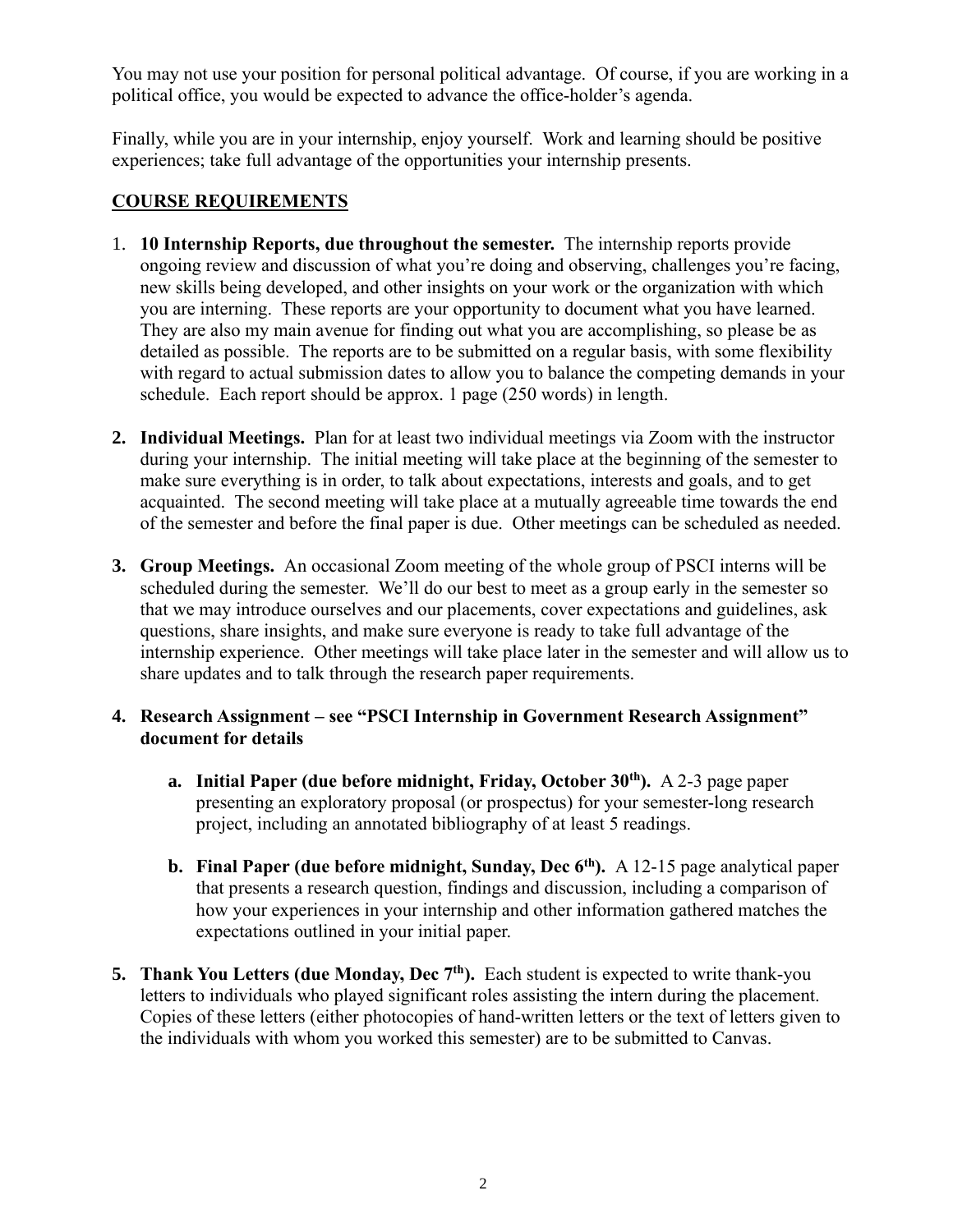You may not use your position for personal political advantage. Of course, if you are working in a political office, you would be expected to advance the office-holder's agenda.

Finally, while you are in your internship, enjoy yourself. Work and learning should be positive experiences; take full advantage of the opportunities your internship presents.

## COURSE REQUIREMENTS

1. **10 Internship Reports, due throughout the semester.** The internship reports provide ongoing review and discussion of what you're doing and observing, challenges you're facing, new skills being developed, and other insights on your work or the organization with which you are interning. These reports are your opportunity to document what you have learned. They are also my main avenue for finding out what you are accomplishing, so please be as detailed as possible. The reports are to be submitted on a regular basis, with some flexibility with regard to actual submission dates to allow you to balance the competing demands in your schedule. Each report should be approx. 1 page (250 words) in length.

2. **Individual Meetings.** Plan for at least two individual meetings via Zoom with the instructor during your internship. The initial meeting will take place at the beginning of the semester to make sure everything is in order, to talk about expectations, interests and goals, and to get acquainted. The second meeting will take place at a mutually agreeable time towards the end of the semester and before the final paper is due. Other meetings can be scheduled as needed.

3. **Group Meetings.** An occasional Zoom meeting of the whole group of PSCI interns will be scheduled during the semester. We'll do our best to meet as a group early in the semester so that we may introduce ourselves and our placements, cover expectations and guidelines, ask questions, share insights, and make sure everyone is ready to take full advantage of the internship experience. Other meetings will take place later in the semester and will allow us to share updates and to talk through the research paper requirements.

4. **Research Assignment – see "PSCI Internship in Government Research Assignment" document for details**

   a. **Initial Paper (due before midnight, Friday, October 30th).** A 2-3 page paper presenting an exploratory proposal (or prospectus) for your semester-long research project, including an annotated bibliography of at least 5 readings.

   b. **Final Paper (due before midnight, Sunday, Dec 6th).** A 12-15 page analytical paper that presents a research question, findings and discussion, including a comparison of how your experiences in your internship and other information gathered matches the expectations outlined in your initial paper.

5. **Thank You Letters (due Monday, Dec 7th).** Each student is expected to write thank-you letters to individuals who played significant roles assisting the intern during the placement. Copies of these letters (either photocopies of hand-written letters or the text of letters given to the individuals with whom you worked this semester) are to be submitted to Canvas.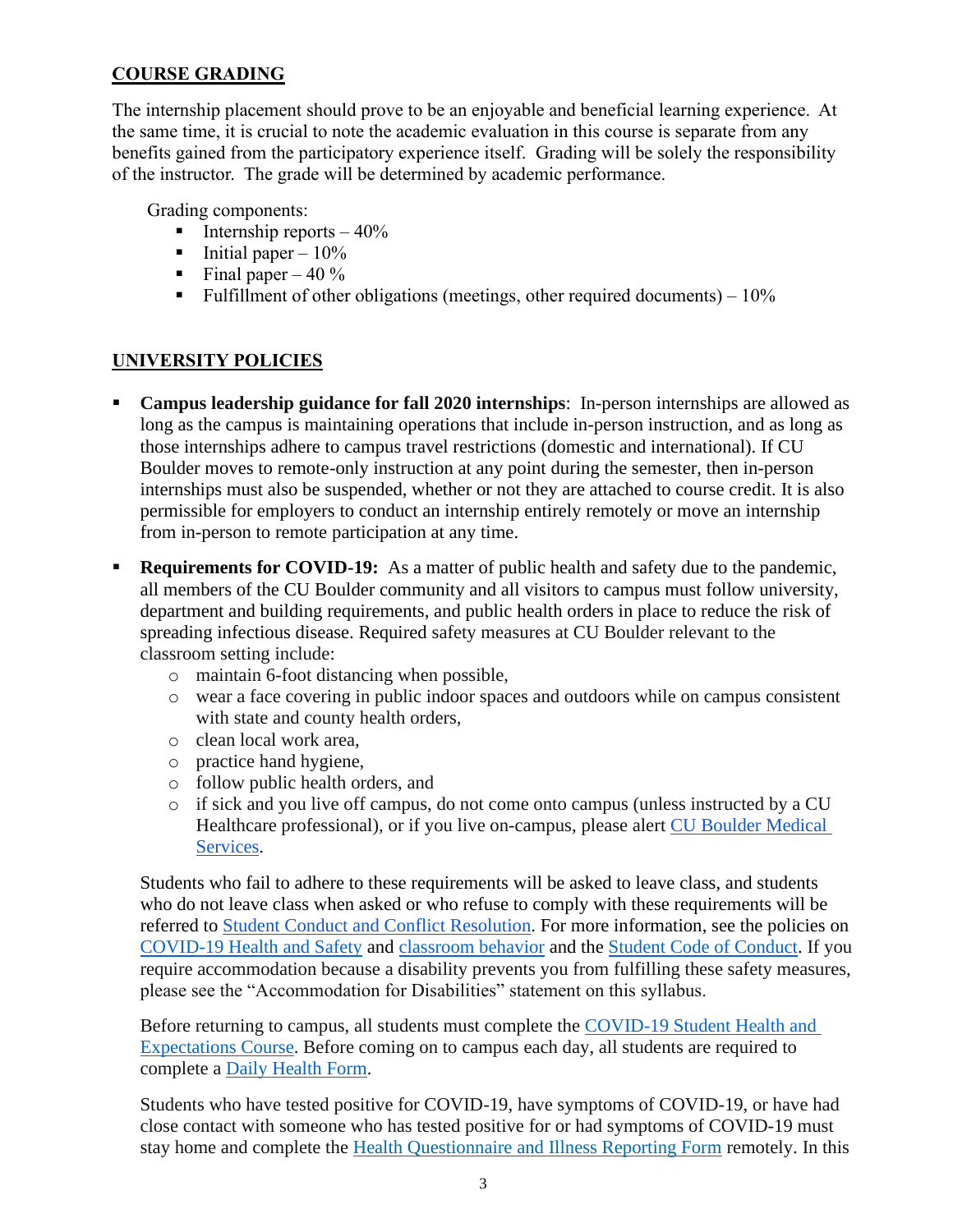## COURSE GRADING

The internship placement should prove to be an enjoyable and beneficial learning experience. At the same time, it is crucial to note the academic evaluation in this course is separate from any benefits gained from the participatory experience itself. Grading will be solely the responsibility of the instructor. The grade will be determined by academic performance.

Grading components:

- Internship reports – 40%
- Initial paper – 10%
- Final paper – 40 %
- Fulfillment of other obligations (meetings, other required documents) – 10%

## UNIVERSITY POLICIES

- **Campus leadership guidance for fall 2020 internships**: In-person internships are allowed as long as the campus is maintaining operations that include in-person instruction, and as long as those internships adhere to campus travel restrictions (domestic and international). If CU Boulder moves to remote-only instruction at any point during the semester, then in-person internships must also be suspended, whether or not they are attached to course credit. It is also permissible for employers to conduct an internship entirely remotely or move an internship from in-person to remote participation at any time.
- **Requirements for COVID-19:** As a matter of public health and safety due to the pandemic, all members of the CU Boulder community and all visitors to campus must follow university, department and building requirements, and public health orders in place to reduce the risk of spreading infectious disease. Required safety measures at CU Boulder relevant to the classroom setting include:
  - maintain 6-foot distancing when possible,
  - wear a face covering in public indoor spaces and outdoors while on campus consistent with state and county health orders,
  - clean local work area,
  - practice hand hygiene,
  - follow public health orders, and
  - if sick and you live off campus, do not come onto campus (unless instructed by a CU Healthcare professional), or if you live on-campus, please alert CU Boulder Medical Services.

  Students who fail to adhere to these requirements will be asked to leave class, and students who do not leave class when asked or who refuse to comply with these requirements will be referred to Student Conduct and Conflict Resolution. For more information, see the policies on COVID-19 Health and Safety and classroom behavior and the Student Code of Conduct. If you require accommodation because a disability prevents you from fulfilling these safety measures, please see the "Accommodation for Disabilities" statement on this syllabus.

  Before returning to campus, all students must complete the COVID-19 Student Health and Expectations Course. Before coming on to campus each day, all students are required to complete a Daily Health Form.

  Students who have tested positive for COVID-19, have symptoms of COVID-19, or have had close contact with someone who has tested positive for or had symptoms of COVID-19 must stay home and complete the Health Questionnaire and Illness Reporting Form remotely. In this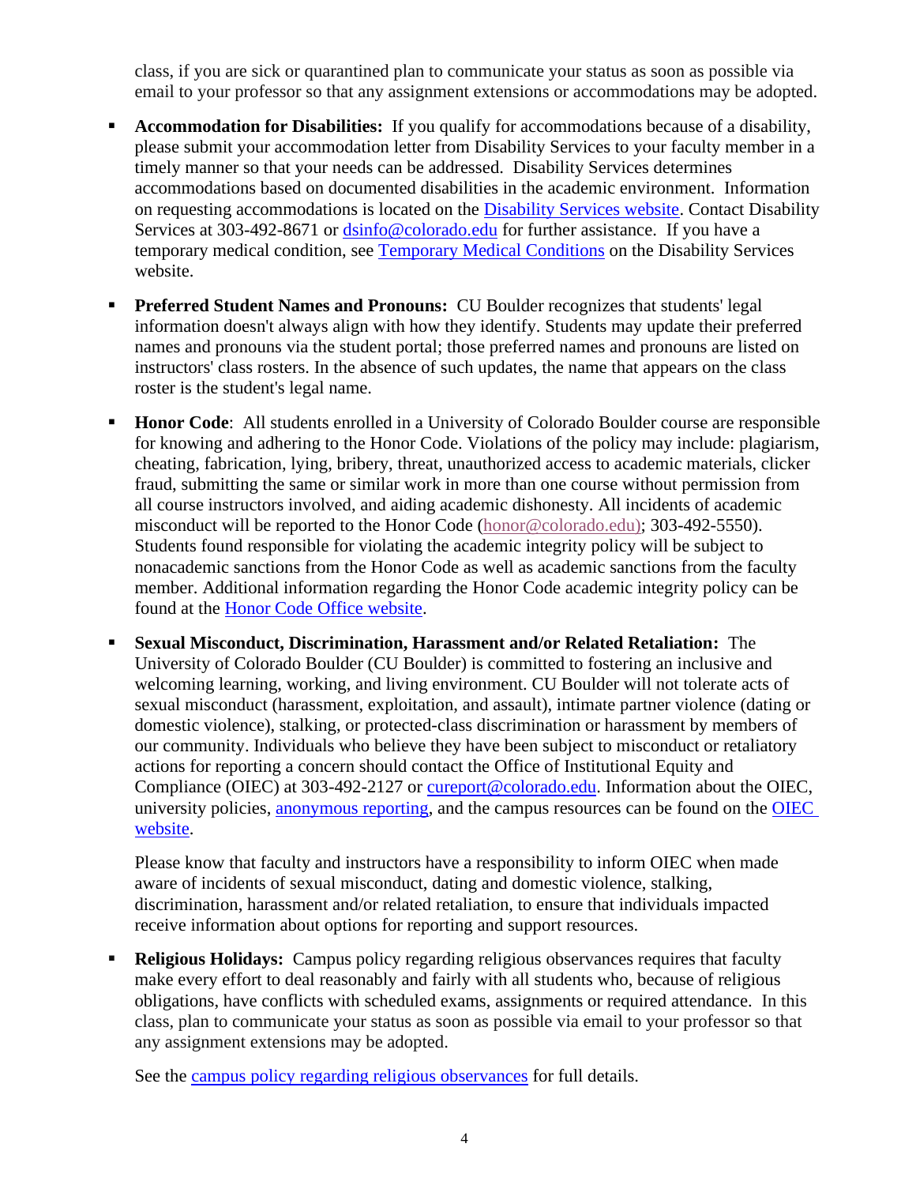class, if you are sick or quarantined plan to communicate your status as soon as possible via email to your professor so that any assignment extensions or accommodations may be adopted.

- **Accommodation for Disabilities:** If you qualify for accommodations because of a disability, please submit your accommodation letter from Disability Services to your faculty member in a timely manner so that your needs can be addressed. Disability Services determines accommodations based on documented disabilities in the academic environment. Information on requesting accommodations is located on the Disability Services website. Contact Disability Services at 303-492-8671 or dsinfo@colorado.edu for further assistance. If you have a temporary medical condition, see Temporary Medical Conditions on the Disability Services website.

- **Preferred Student Names and Pronouns:** CU Boulder recognizes that students' legal information doesn't always align with how they identify. Students may update their preferred names and pronouns via the student portal; those preferred names and pronouns are listed on instructors' class rosters. In the absence of such updates, the name that appears on the class roster is the student's legal name.

- **Honor Code**: All students enrolled in a University of Colorado Boulder course are responsible for knowing and adhering to the Honor Code. Violations of the policy may include: plagiarism, cheating, fabrication, lying, bribery, threat, unauthorized access to academic materials, clicker fraud, submitting the same or similar work in more than one course without permission from all course instructors involved, and aiding academic dishonesty. All incidents of academic misconduct will be reported to the Honor Code (honor@colorado.edu); 303-492-5550). Students found responsible for violating the academic integrity policy will be subject to nonacademic sanctions from the Honor Code as well as academic sanctions from the faculty member. Additional information regarding the Honor Code academic integrity policy can be found at the Honor Code Office website.

- **Sexual Misconduct, Discrimination, Harassment and/or Related Retaliation:** The University of Colorado Boulder (CU Boulder) is committed to fostering an inclusive and welcoming learning, working, and living environment. CU Boulder will not tolerate acts of sexual misconduct (harassment, exploitation, and assault), intimate partner violence (dating or domestic violence), stalking, or protected-class discrimination or harassment by members of our community. Individuals who believe they have been subject to misconduct or retaliatory actions for reporting a concern should contact the Office of Institutional Equity and Compliance (OIEC) at 303-492-2127 or cureport@colorado.edu. Information about the OIEC, university policies, anonymous reporting, and the campus resources can be found on the OIEC website.

  Please know that faculty and instructors have a responsibility to inform OIEC when made aware of incidents of sexual misconduct, dating and domestic violence, stalking, discrimination, harassment and/or related retaliation, to ensure that individuals impacted receive information about options for reporting and support resources.

- **Religious Holidays:** Campus policy regarding religious observances requires that faculty make every effort to deal reasonably and fairly with all students who, because of religious obligations, have conflicts with scheduled exams, assignments or required attendance. In this class, plan to communicate your status as soon as possible via email to your professor so that any assignment extensions may be adopted.

  See the campus policy regarding religious observances for full details.